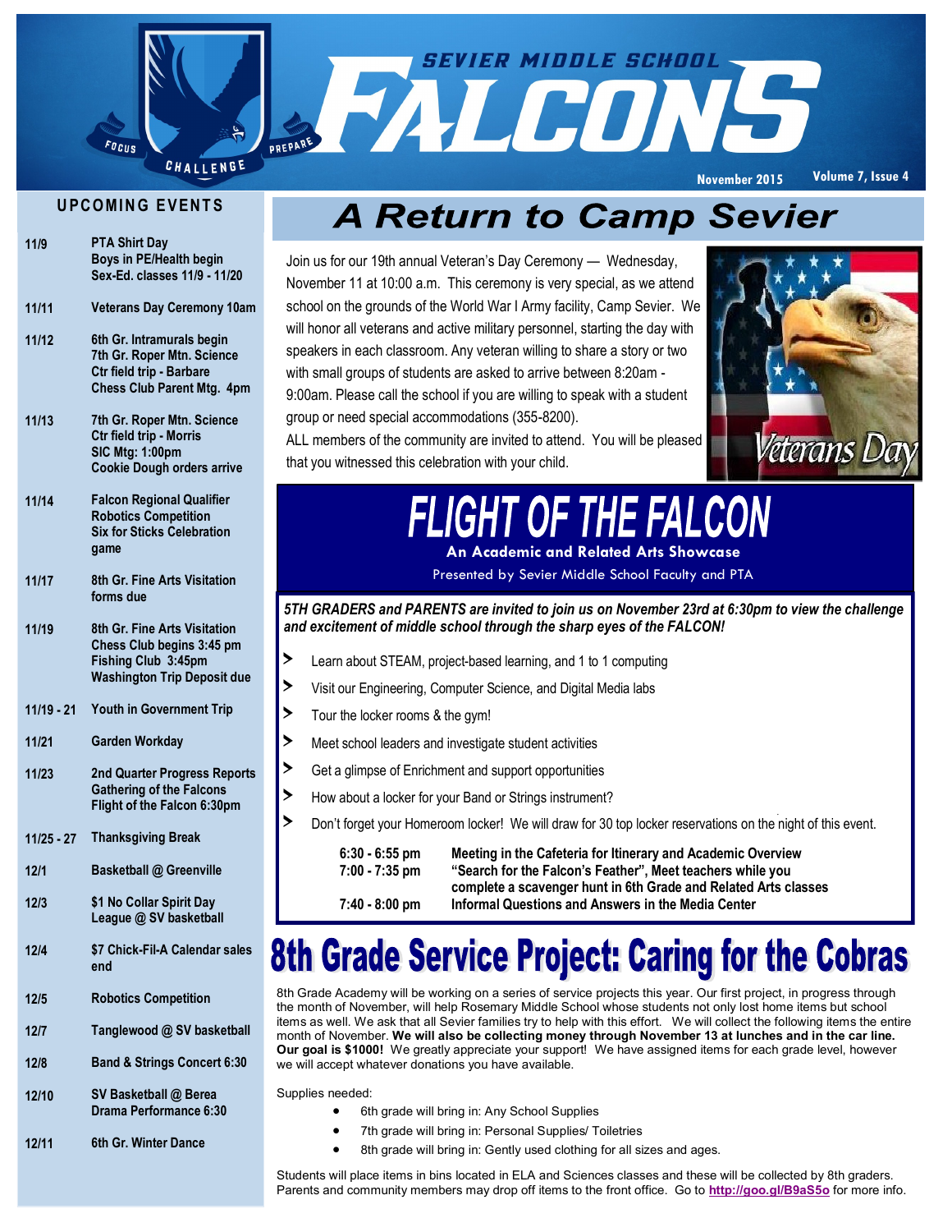# SEVIER MIDDLE SCHOOL FALCONS

FOCUS · CHALLENGE · PREPARE

November 2015 · Volume 7, Issue 4

## UPCOMING EVENTS

| Date | Event |
| --- | --- |
| 11/9 | PTA Shirt Day<br>Boys in PE/Health begin Sex-Ed. classes 11/9 - 11/20 |
| 11/11 | Veterans Day Ceremony 10am |
| 11/12 | 6th Gr. Intramurals begin<br>7th Gr. Roper Mtn. Science Ctr field trip - Barbare<br>Chess Club Parent Mtg. 4pm |
| 11/13 | 7th Gr. Roper Mtn. Science Ctr field trip - Morris<br>SIC Mtg: 1:00pm<br>Cookie Dough orders arrive |
| 11/14 | Falcon Regional Qualifier Robotics Competition<br>Six for Sticks Celebration game |
| 11/17 | 8th Gr. Fine Arts Visitation forms due |
| 11/19 | 8th Gr. Fine Arts Visitation<br>Chess Club begins 3:45 pm<br>Fishing Club 3:45pm<br>Washington Trip Deposit due |
| 11/19 - 21 | Youth in Government Trip |
| 11/21 | Garden Workday |
| 11/23 | 2nd Quarter Progress Reports<br>Gathering of the Falcons<br>Flight of the Falcon 6:30pm |
| 11/25 - 27 | Thanksgiving Break |
| 12/1 | Basketball @ Greenville |
| 12/3 | $1 No Collar Spirit Day<br>League @ SV basketball |
| 12/4 | $7 Chick-Fil-A Calendar sales end |
| 12/5 | Robotics Competition |
| 12/7 | Tanglewood @ SV basketball |
| 12/8 | Band & Strings Concert 6:30 |
| 12/10 | SV Basketball @ Berea<br>Drama Performance 6:30 |
| 12/11 | 6th Gr. Winter Dance |

## A Return to Camp Sevier

Join us for our 19th annual Veteran's Day Ceremony — Wednesday, November 11 at 10:00 a.m. This ceremony is very special, as we attend school on the grounds of the World War I Army facility, Camp Sevier. We will honor all veterans and active military personnel, starting the day with speakers in each classroom. Any veteran willing to share a story or two with small groups of students are asked to arrive between 8:20am - 9:00am. Please call the school if you are willing to speak with a student group or need special accommodations (355-8200).

ALL members of the community are invited to attend. You will be pleased that you witnessed this celebration with your child.

Veterans Day

## FLIGHT OF THE FALCON

**An Academic and Related Arts Showcase**

Presented by Sevier Middle School Faculty and PTA

***5TH GRADERS and PARENTS are invited to join us on November 23rd at 6:30pm to view the challenge and excitement of middle school through the sharp eyes of the FALCON!***

- Learn about STEAM, project-based learning, and 1 to 1 computing
- Visit our Engineering, Computer Science, and Digital Media labs
- Tour the locker rooms & the gym!
- Meet school leaders and investigate student activities
- Get a glimpse of Enrichment and support opportunities
- How about a locker for your Band or Strings instrument?
- Don't forget your Homeroom locker! We will draw for 30 top locker reservations on the night of this event.

| Time | Activity |
| --- | --- |
| **6:30 - 6:55 pm** | **Meeting in the Cafeteria for Itinerary and Academic Overview** |
| **7:00 - 7:35 pm** | **"Search for the Falcon's Feather", Meet teachers while you complete a scavenger hunt in 6th Grade and Related Arts classes** |
| **7:40 - 8:00 pm** | **Informal Questions and Answers in the Media Center** |

## 8th Grade Service Project: Caring for the Cobras

8th Grade Academy will be working on a series of service projects this year. Our first project, in progress through the month of November, will help Rosemary Middle School whose students not only lost home items but school items as well. We ask that all Sevier families try to help with this effort. We will collect the following items the entire month of November. **We will also be collecting money through November 13 at lunches and in the car line. Our goal is $1000!** We greatly appreciate your support! We have assigned items for each grade level, however we will accept whatever donations you have available.

Supplies needed:

- 6th grade will bring in: Any School Supplies
- 7th grade will bring in: Personal Supplies/ Toiletries
- 8th grade will bring in: Gently used clothing for all sizes and ages.

Students will place items in bins located in ELA and Sciences classes and these will be collected by 8th graders. Parents and community members may drop off items to the front office. Go to http://goo.gl/B9aS5o for more info.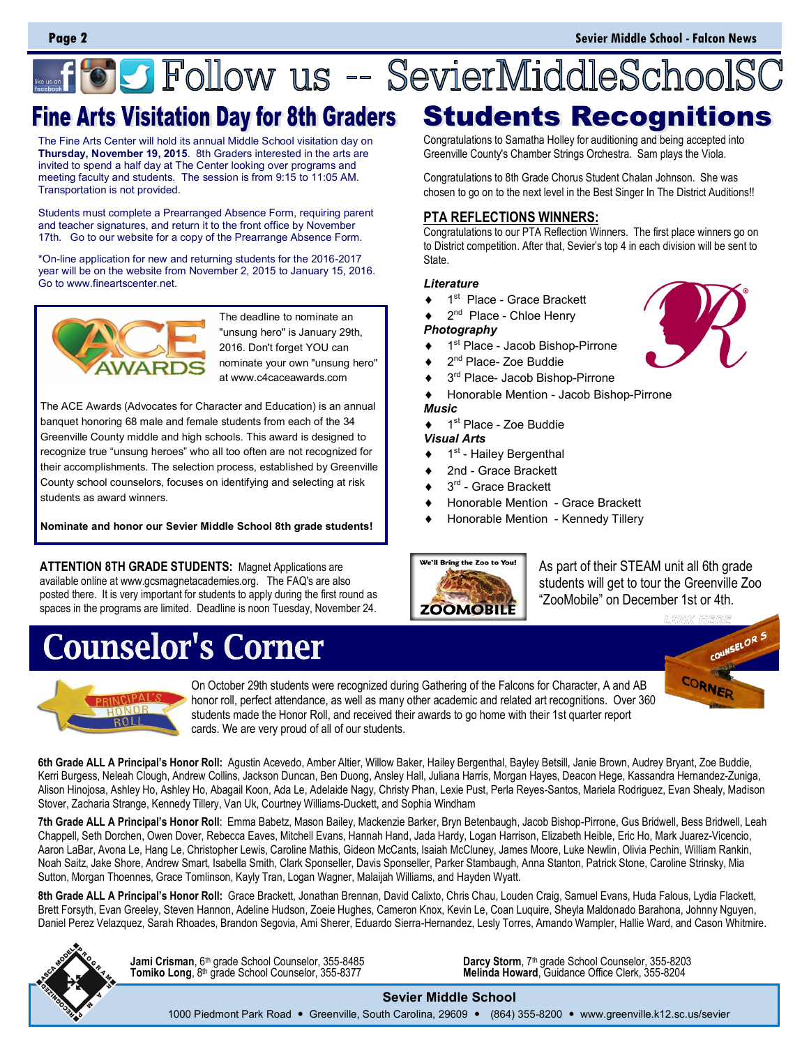# Follow us -- SevierMiddleSchoolSC

## Fine Arts Visitation Day for 8th Graders

The Fine Arts Center will hold its annual Middle School visitation day on **Thursday, November 19, 2015**. 8th Graders interested in the arts are invited to spend a half day at The Center looking over programs and meeting faculty and students. The session is from 9:15 to 11:05 AM. Transportation is not provided.

Students must complete a Prearranged Absence Form, requiring parent and teacher signatures, and return it to the front office by November 17th. Go to our website for a copy of the Prearrange Absence Form.

*On-line application for new and returning students for the 2016-2017 year will be on the website from November 2, 2015 to January 15, 2016. Go to www.fineartscenter.net.

The deadline to nominate an "unsung hero" is January 29th, 2016. Don't forget YOU can nominate your own "unsung hero" at www.c4caceawards.com

The ACE Awards (Advocates for Character and Education) is an annual banquet honoring 68 male and female students from each of the 34 Greenville County middle and high schools. This award is designed to recognize true "unsung heroes" who all too often are not recognized for their accomplishments. The selection process, established by Greenville County school counselors, focuses on identifying and selecting at risk students as award winners.

**Nominate and honor our Sevier Middle School 8th grade students!**

**ATTENTION 8TH GRADE STUDENTS:** Magnet Applications are available online at www.gcsmagnetacademies.org. The FAQ's are also posted there. It is very important for students to apply during the first round as spaces in the programs are limited. Deadline is noon Tuesday, November 24.

## Students Recognitions

Congratulations to Samatha Holley for auditioning and being accepted into Greenville County's Chamber Strings Orchestra. Sam plays the Viola.

Congratulations to 8th Grade Chorus Student Chalan Johnson. She was chosen to go on to the next level in the Best Singer In The District Auditions!!

### PTA REFLECTIONS WINNERS:

Congratulations to our PTA Reflection Winners. The first place winners go on to District competition. After that, Sevier's top 4 in each division will be sent to State.

***Literature***

- 1st Place - Grace Brackett
- 2nd Place - Chloe Henry

***Photography***

- 1st Place - Jacob Bishop-Pirrone
- 2nd Place- Zoe Buddie
- 3rd Place- Jacob Bishop-Pirrone
- Honorable Mention - Jacob Bishop-Pirrone

***Music***

- 1st Place - Zoe Buddie

***Visual Arts***

- 1st - Hailey Bergenthal
- 2nd - Grace Brackett
- 3rd - Grace Brackett
- Honorable Mention - Grace Brackett
- Honorable Mention - Kennedy Tillery

As part of their STEAM unit all 6th grade students will get to tour the Greenville Zoo "ZooMobile" on December 1st or 4th.

# Counselor's Corner

On October 29th students were recognized during Gathering of the Falcons for Character, A and AB honor roll, perfect attendance, as well as many other academic and related art recognitions. Over 360 students made the Honor Roll, and received their awards to go home with their 1st quarter report cards. We are very proud of all of our students.

**6th Grade ALL A Principal's Honor Roll:** Agustin Acevedo, Amber Altier, Willow Baker, Hailey Bergenthal, Bayley Betsill, Janie Brown, Audrey Bryant, Zoe Buddie, Kerri Burgess, Neleah Clough, Andrew Collins, Jackson Duncan, Ben Duong, Ansley Hall, Juliana Harris, Morgan Hayes, Deacon Hege, Kassandra Hernandez-Zuniga, Alison Hinojosa, Ashley Ho, Ashley Ho, Abagail Koon, Ada Le, Adelaide Nagy, Christy Phan, Lexie Pust, Perla Reyes-Santos, Mariela Rodriguez, Evan Shealy, Madison Stover, Zacharia Strange, Kennedy Tillery, Van Uk, Courtney Williams-Duckett, and Sophia Windham

**7th Grade ALL A Principal's Honor Roll**: Emma Babetz, Mason Bailey, Mackenzie Barker, Bryn Betenbaugh, Jacob Bishop-Pirrone, Gus Bridwell, Bess Bridwell, Leah Chappell, Seth Dorchen, Owen Dover, Rebecca Eaves, Mitchell Evans, Hannah Hand, Jada Hardy, Logan Harrison, Elizabeth Heible, Eric Ho, Mark Juarez-Vicencio, Aaron LaBar, Avona Le, Hang Le, Christopher Lewis, Caroline Mathis, Gideon McCants, Isaiah McCluney, James Moore, Luke Newlin, Olivia Pechin, William Rankin, Noah Saitz, Jake Shore, Andrew Smart, Isabella Smith, Clark Sponseller, Davis Sponseller, Parker Stambaugh, Anna Stanton, Patrick Stone, Caroline Strinsky, Mia Sutton, Morgan Thoennes, Grace Tomlinson, Kayly Tran, Logan Wagner, Malaijah Williams, and Hayden Wyatt.

**8th Grade ALL A Principal's Honor Roll:** Grace Brackett, Jonathan Brennan, David Calixto, Chris Chau, Louden Craig, Samuel Evans, Huda Falous, Lydia Flackett, Brett Forsyth, Evan Greeley, Steven Hannon, Adeline Hudson, Zoeie Hughes, Cameron Knox, Kevin Le, Coan Luquire, Sheyla Maldonado Barahona, Johnny Nguyen, Daniel Perez Velazquez, Sarah Rhoades, Brandon Segovia, Ami Sherer, Eduardo Sierra-Hernandez, Lesly Torres, Amando Wampler, Hallie Ward, and Cason Whitmire.

**Jami Crisman**, 6th grade School Counselor, 355-8485
**Tomiko Long**, 8th grade School Counselor, 355-8377
**Darcy Storm**, 7th grade School Counselor, 355-8203
**Melinda Howard**, Guidance Office Clerk, 355-8204

**Sevier Middle School**

1000 Piedmont Park Road • Greenville, South Carolina, 29609 • (864) 355-8200 • www.greenville.k12.sc.us/sevier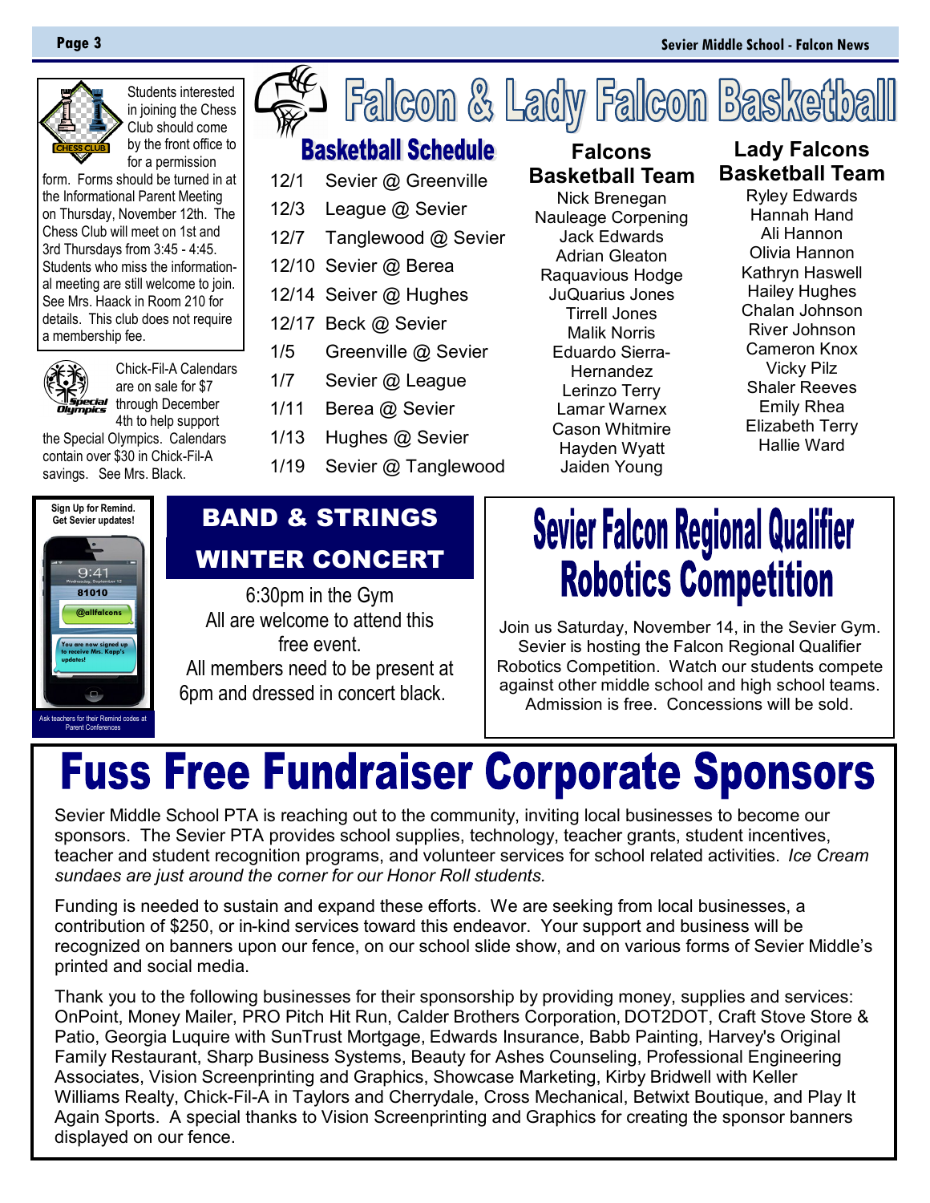Students interested in joining the Chess Club should come by the front office to for a permission form. Forms should be turned in at the Informational Parent Meeting on Thursday, November 12th. The Chess Club will meet on 1st and 3rd Thursdays from 3:45 - 4:45. Students who miss the informational meeting are still welcome to join. See Mrs. Haack in Room 210 for details. This club does not require a membership fee.

Chick-Fil-A Calendars are on sale for $7 through December 4th to help support the Special Olympics. Calendars contain over $30 in Chick-Fil-A savings. See Mrs. Black.

# Falcon & Lady Falcon Basketball

## Basketball Schedule

| | |
|---|---|
| 12/1 | Sevier @ Greenville |
| 12/3 | League @ Sevier |
| 12/7 | Tanglewood @ Sevier |
| 12/10 | Sevier @ Berea |
| 12/14 | Seiver @ Hughes |
| 12/17 | Beck @ Sevier |
| 1/5 | Greenville @ Sevier |
| 1/7 | Sevier @ League |
| 1/11 | Berea @ Sevier |
| 1/13 | Hughes @ Sevier |
| 1/19 | Sevier @ Tanglewood |

### Falcons Basketball Team

Nick Brenegan
Nauleage Corpening
Jack Edwards
Adrian Gleaton
Raquavious Hodge
JuQuarius Jones
Tirrell Jones
Malik Norris
Eduardo Sierra-Hernandez
Lerinzo Terry
Lamar Warnex
Cason Whitmire
Hayden Wyatt
Jaiden Young

### Lady Falcons Basketball Team

Ryley Edwards
Hannah Hand
Ali Hannon
Olivia Hannon
Kathryn Haswell
Hailey Hughes
Chalan Johnson
River Johnson
Cameron Knox
Vicky Pilz
Shaler Reeves
Emily Rhea
Elizabeth Terry
Hallie Ward

Sign Up for Remind. Get Sevier updates!

Ask teachers for their Remind codes at Parent Conferences

## BAND & STRINGS WINTER CONCERT

6:30pm in the Gym
All are welcome to attend this free event.
All members need to be present at 6pm and dressed in concert black.

## Sevier Falcon Regional Qualifier Robotics Competition

Join us Saturday, November 14, in the Sevier Gym. Sevier is hosting the Falcon Regional Qualifier Robotics Competition. Watch our students compete against other middle school and high school teams. Admission is free. Concessions will be sold.

# Fuss Free Fundraiser Corporate Sponsors

Sevier Middle School PTA is reaching out to the community, inviting local businesses to become our sponsors. The Sevier PTA provides school supplies, technology, teacher grants, student incentives, teacher and student recognition programs, and volunteer services for school related activities. *Ice Cream sundaes are just around the corner for our Honor Roll students.*

Funding is needed to sustain and expand these efforts. We are seeking from local businesses, a contribution of $250, or in-kind services toward this endeavor. Your support and business will be recognized on banners upon our fence, on our school slide show, and on various forms of Sevier Middle's printed and social media.

Thank you to the following businesses for their sponsorship by providing money, supplies and services: OnPoint, Money Mailer, PRO Pitch Hit Run, Calder Brothers Corporation, DOT2DOT, Craft Stove Store & Patio, Georgia Luquire with SunTrust Mortgage, Edwards Insurance, Babb Painting, Harvey's Original Family Restaurant, Sharp Business Systems, Beauty for Ashes Counseling, Professional Engineering Associates, Vision Screenprinting and Graphics, Showcase Marketing, Kirby Bridwell with Keller Williams Realty, Chick-Fil-A in Taylors and Cherrydale, Cross Mechanical, Betwixt Boutique, and Play It Again Sports. A special thanks to Vision Screenprinting and Graphics for creating the sponsor banners displayed on our fence.